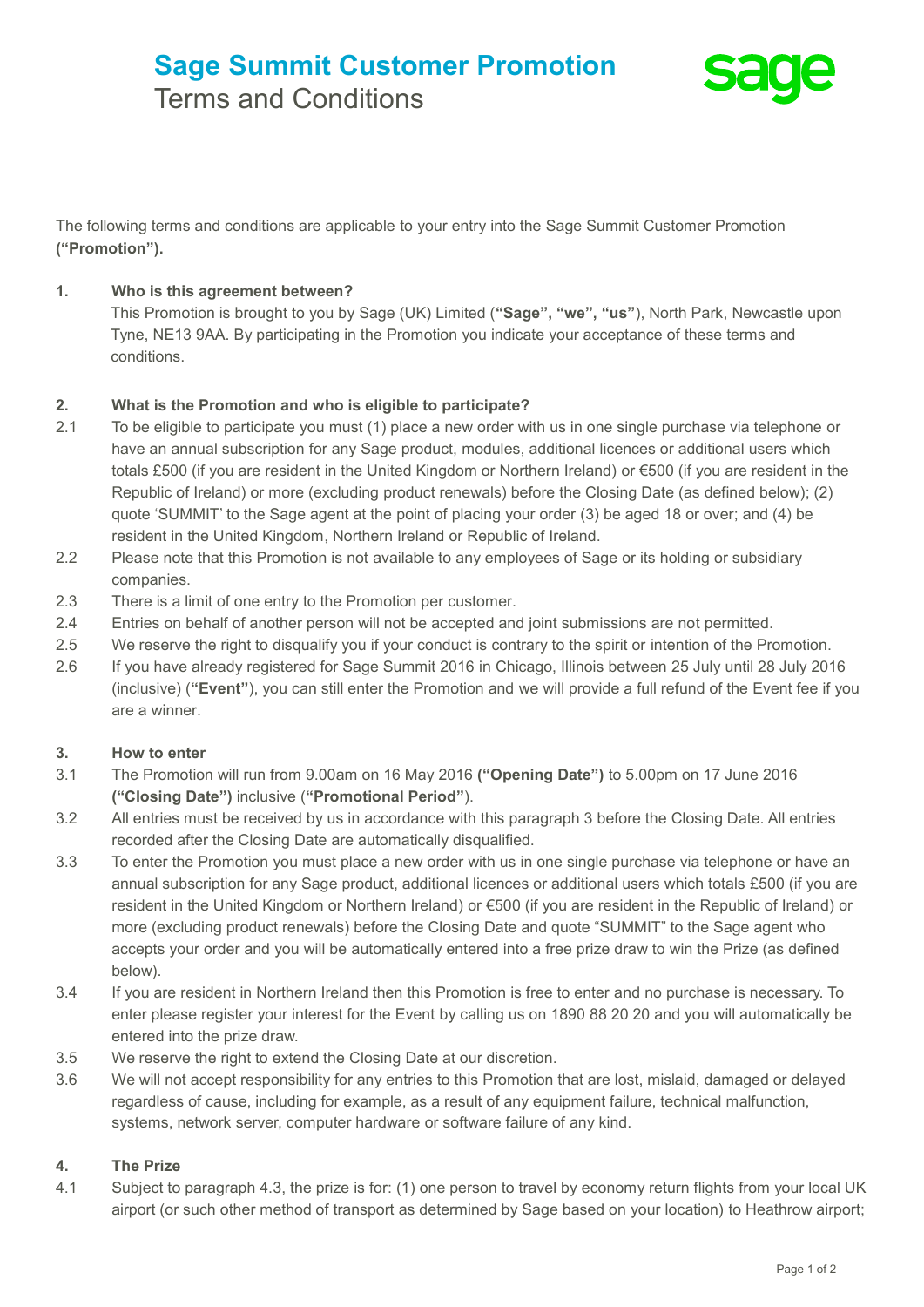# Sage Summit Customer Promotion

## Terms and Conditions

The following terms and conditions are applicable to your entry into the Sage Summit Customer Promotion **("Promotion").**

**1. Who is this agreement between?**

This Promotion is brought to you by Sage (UK) Limited (**"Sage", "we", "us"**), North Park, Newcastle upon Tyne, NE13 9AA. By participating in the Promotion you indicate your acceptance of these terms and conditions.

**2. What is the Promotion and who is eligible to participate?**

2.1 To be eligible to participate you must (1) place a new order with us in one single purchase via telephone or have an annual subscription for any Sage product, modules, additional licences or additional users which totals £500 (if you are resident in the United Kingdom or Northern Ireland) or €500 (if you are resident in the Republic of Ireland) or more (excluding product renewals) before the Closing Date (as defined below); (2) quote 'SUMMIT' to the Sage agent at the point of placing your order (3) be aged 18 or over; and (4) be resident in the United Kingdom, Northern Ireland or Republic of Ireland.

2.2 Please note that this Promotion is not available to any employees of Sage or its holding or subsidiary companies.

2.3 There is a limit of one entry to the Promotion per customer.

2.4 Entries on behalf of another person will not be accepted and joint submissions are not permitted.

2.5 We reserve the right to disqualify you if your conduct is contrary to the spirit or intention of the Promotion.

2.6 If you have already registered for Sage Summit 2016 in Chicago, Illinois between 25 July until 28 July 2016 (inclusive) (**"Event"**), you can still enter the Promotion and we will provide a full refund of the Event fee if you are a winner.

**3. How to enter**

3.1 The Promotion will run from 9.00am on 16 May 2016 **("Opening Date")** to 5.00pm on 17 June 2016 **("Closing Date")** inclusive (**"Promotional Period"**).

3.2 All entries must be received by us in accordance with this paragraph 3 before the Closing Date. All entries recorded after the Closing Date are automatically disqualified.

3.3 To enter the Promotion you must place a new order with us in one single purchase via telephone or have an annual subscription for any Sage product, additional licences or additional users which totals £500 (if you are resident in the United Kingdom or Northern Ireland) or €500 (if you are resident in the Republic of Ireland) or more (excluding product renewals) before the Closing Date and quote "SUMMIT" to the Sage agent who accepts your order and you will be automatically entered into a free prize draw to win the Prize (as defined below).

3.4 If you are resident in Northern Ireland then this Promotion is free to enter and no purchase is necessary. To enter please register your interest for the Event by calling us on 1890 88 20 20 and you will automatically be entered into the prize draw.

3.5 We reserve the right to extend the Closing Date at our discretion.

3.6 We will not accept responsibility for any entries to this Promotion that are lost, mislaid, damaged or delayed regardless of cause, including for example, as a result of any equipment failure, technical malfunction, systems, network server, computer hardware or software failure of any kind.

**4. The Prize**

4.1 Subject to paragraph 4.3, the prize is for: (1) one person to travel by economy return flights from your local UK airport (or such other method of transport as determined by Sage based on your location) to Heathrow airport;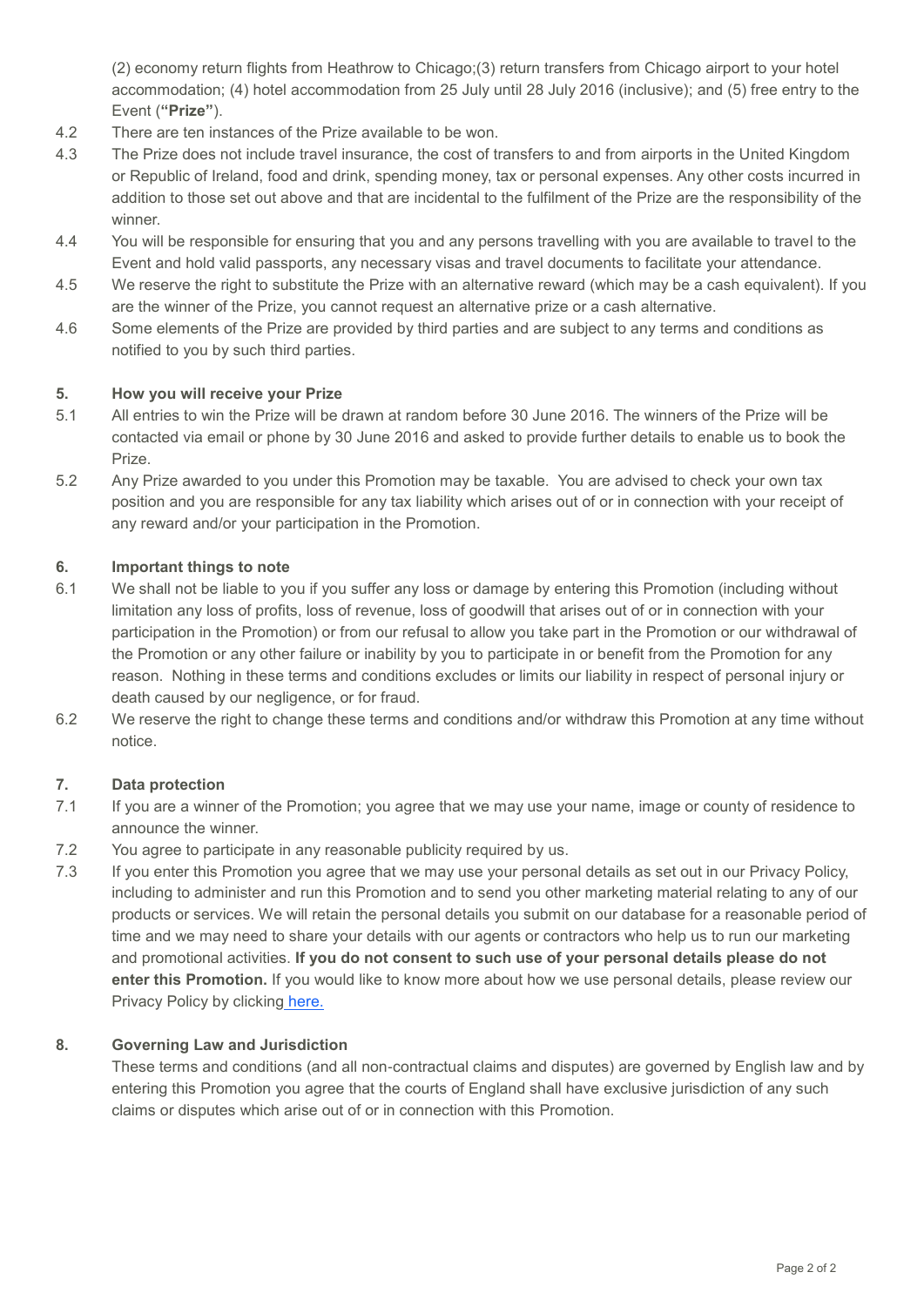(2) economy return flights from Heathrow to Chicago;(3) return transfers from Chicago airport to your hotel accommodation; (4) hotel accommodation from 25 July until 28 July 2016 (inclusive); and (5) free entry to the Event (**"Prize"**).

4.2 There are ten instances of the Prize available to be won.

4.3 The Prize does not include travel insurance, the cost of transfers to and from airports in the United Kingdom or Republic of Ireland, food and drink, spending money, tax or personal expenses. Any other costs incurred in addition to those set out above and that are incidental to the fulfilment of the Prize are the responsibility of the winner.

4.4 You will be responsible for ensuring that you and any persons travelling with you are available to travel to the Event and hold valid passports, any necessary visas and travel documents to facilitate your attendance.

4.5 We reserve the right to substitute the Prize with an alternative reward (which may be a cash equivalent). If you are the winner of the Prize, you cannot request an alternative prize or a cash alternative.

4.6 Some elements of the Prize are provided by third parties and are subject to any terms and conditions as notified to you by such third parties.

## 5. How you will receive your Prize

5.1 All entries to win the Prize will be drawn at random before 30 June 2016. The winners of the Prize will be contacted via email or phone by 30 June 2016 and asked to provide further details to enable us to book the Prize.

5.2 Any Prize awarded to you under this Promotion may be taxable. You are advised to check your own tax position and you are responsible for any tax liability which arises out of or in connection with your receipt of any reward and/or your participation in the Promotion.

## 6. Important things to note

6.1 We shall not be liable to you if you suffer any loss or damage by entering this Promotion (including without limitation any loss of profits, loss of revenue, loss of goodwill that arises out of or in connection with your participation in the Promotion) or from our refusal to allow you take part in the Promotion or our withdrawal of the Promotion or any other failure or inability by you to participate in or benefit from the Promotion for any reason. Nothing in these terms and conditions excludes or limits our liability in respect of personal injury or death caused by our negligence, or for fraud.

6.2 We reserve the right to change these terms and conditions and/or withdraw this Promotion at any time without notice.

## 7. Data protection

7.1 If you are a winner of the Promotion; you agree that we may use your name, image or county of residence to announce the winner.

7.2 You agree to participate in any reasonable publicity required by us.

7.3 If you enter this Promotion you agree that we may use your personal details as set out in our Privacy Policy, including to administer and run this Promotion and to send you other marketing material relating to any of our products or services. We will retain the personal details you submit on our database for a reasonable period of time and we may need to share your details with our agents or contractors who help us to run our marketing and promotional activities. **If you do not consent to such use of your personal details please do not enter this Promotion.** If you would like to know more about how we use personal details, please review our Privacy Policy by clicking here.

## 8. Governing Law and Jurisdiction

These terms and conditions (and all non-contractual claims and disputes) are governed by English law and by entering this Promotion you agree that the courts of England shall have exclusive jurisdiction of any such claims or disputes which arise out of or in connection with this Promotion.